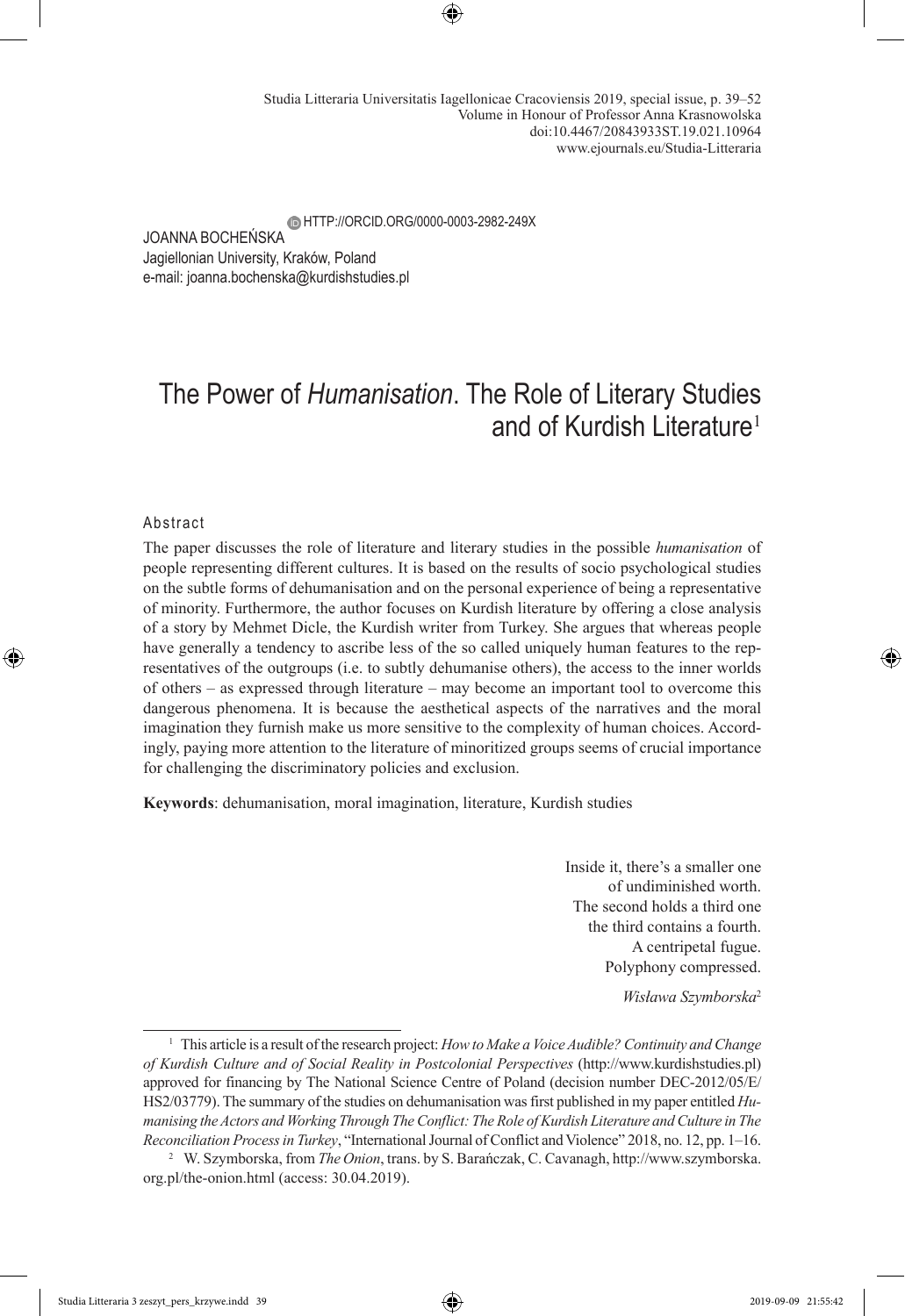Studia Litteraria Universitatis Iagellonicae Cracoviensis 2019, special issue, p. 39–52
Volume in Honour of Professor Anna Krasnowolska
doi:10.4467/20843933ST.19.021.10964
www.ejournals.eu/Studia-Litteraria

HTTP://ORCID.ORG/0000-0003-2982-249X

JOANNA BOCHEŃSKA
Jagiellonian University, Kraków, Poland
e-mail: joanna.bochenska@kurdishstudies.pl

# The Power of *Humanisation*. The Role of Literary Studies and of Kurdish Literature[1]

### Abstract

The paper discusses the role of literature and literary studies in the possible *humanisation* of people representing different cultures. It is based on the results of socio psychological studies on the subtle forms of dehumanisation and on the personal experience of being a representative of minority. Furthermore, the author focuses on Kurdish literature by offering a close analysis of a story by Mehmet Dicle, the Kurdish writer from Turkey. She argues that whereas people have generally a tendency to ascribe less of the so called uniquely human features to the representatives of the outgroups (i.e. to subtly dehumanise others), the access to the inner worlds of others – as expressed through literature – may become an important tool to overcome this dangerous phenomena. It is because the aesthetical aspects of the narratives and the moral imagination they furnish make us more sensitive to the complexity of human choices. Accordingly, paying more attention to the literature of minoritized groups seems of crucial importance for challenging the discriminatory policies and exclusion.

**Keywords**: dehumanisation, moral imagination, literature, Kurdish studies

> Inside it, there's a smaller one
> of undiminished worth.
> The second holds a third one
> the third contains a fourth.
> A centripetal fugue.
> Polyphony compressed.
>
> *Wisława Szymborska*[2]

---

[1] This article is a result of the research project: *How to Make a Voice Audible? Continuity and Change of Kurdish Culture and of Social Reality in Postcolonial Perspectives* (http://www.kurdishstudies.pl) approved for financing by The National Science Centre of Poland (decision number DEC-2012/05/E/HS2/03779). The summary of the studies on dehumanisation was first published in my paper entitled *Humanising the Actors and Working Through The Conflict: The Role of Kurdish Literature and Culture in The Reconciliation Process in Turkey*, "International Journal of Conflict and Violence" 2018, no. 12, pp. 1–16.

[2] W. Szymborska, from *The Onion*, trans. by S. Barańczak, C. Cavanagh, http://www.szymborska.org.pl/the-onion.html (access: 30.04.2019).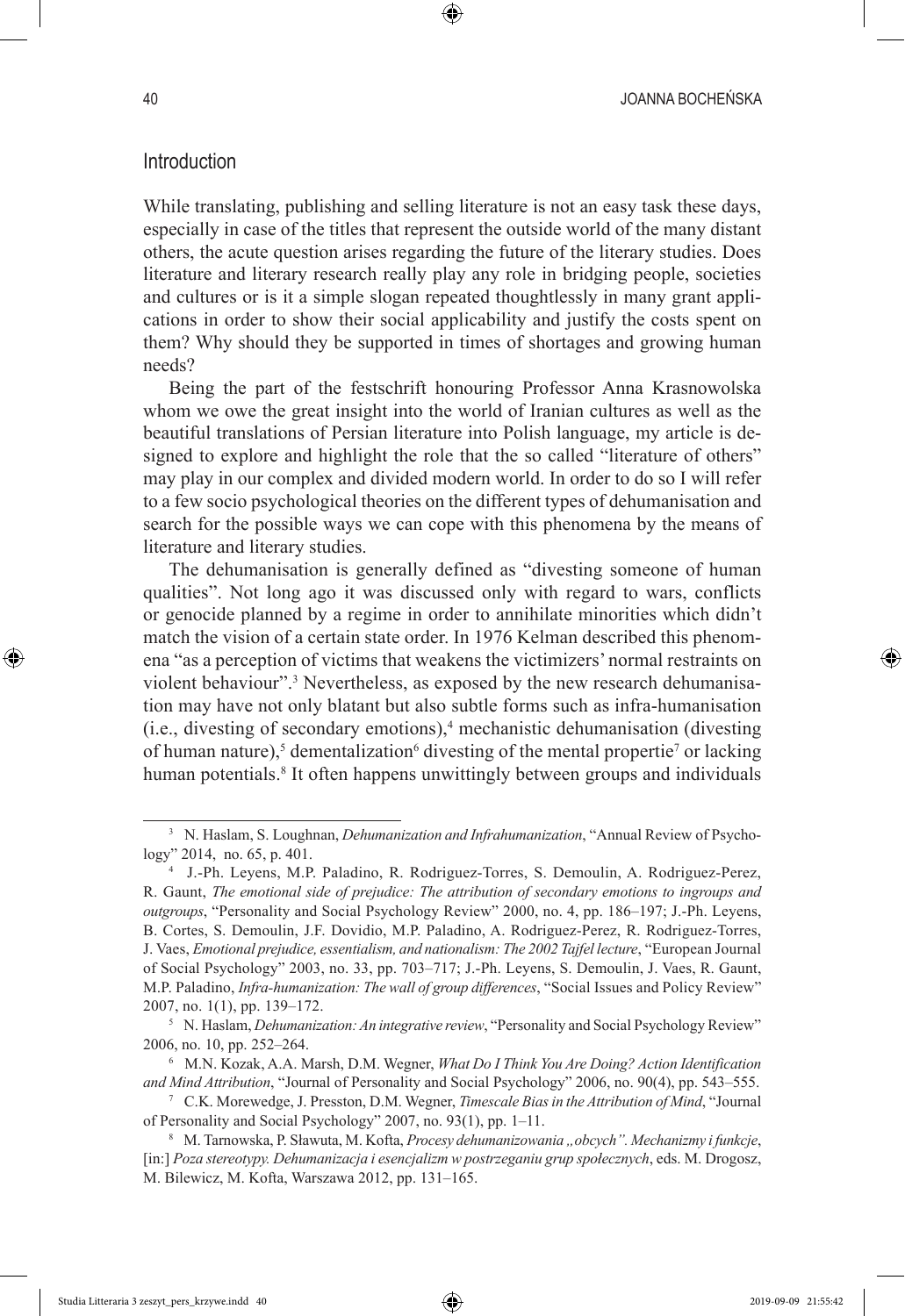## Introduction

While translating, publishing and selling literature is not an easy task these days, especially in case of the titles that represent the future of the outside world of the many distant others, the acute question arises regarding the future of the literary studies. Does literature and literary research really play any role in bridging people, societies and cultures or is it a simple slogan repeated thoughtlessly in many grant applications in order to show their social applicability and justify the costs spent on them? Why should they be supported in times of shortages and growing human needs?

Being the part of the festschrift honouring Professor Anna Krasnowolska whom we owe the great insight into the world of Iranian cultures as well as the beautiful translations of Persian literature into Polish language, my article is designed to explore and highlight the role that the so called "literature of others" may play in our complex and divided modern world. In order to do so I will refer to a few socio psychological theories on the different types of dehumanisation and search for the possible ways we can cope with this phenomena by the means of literature and literary studies.

The dehumanisation is generally defined as "divesting someone of human qualities". Not long ago it was discussed only with regard to wars, conflicts or genocide planned by a regime in order to annihilate minorities which didn't match the vision of a certain state order. In 1976 Kelman described this phenomena "as a perception of victims that weakens the victimizers' normal restraints on violent behaviour".[3] Nevertheless, as exposed by the new research dehumanisation may have not only blatant but also subtle forms such as infra-humanisation (i.e., divesting of secondary emotions),[4] mechanistic dehumanisation (divesting of human nature),[5] dementalization[6] divesting of the mental propertie[7] or lacking human potentials.[8] It often happens unwittingly between groups and individuals

---

[3] N. Haslam, S. Loughnan, *Dehumanization and Infrahumanization*, "Annual Review of Psychology" 2014, no. 65, p. 401.

[4] J.-Ph. Leyens, M.P. Paladino, R. Rodriguez-Torres, S. Demoulin, A. Rodriguez-Perez, R. Gaunt, *The emotional side of prejudice: The attribution of secondary emotions to ingroups and outgroups*, "Personality and Social Psychology Review" 2000, no. 4, pp. 186–197; J.-Ph. Leyens, B. Cortes, S. Demoulin, J.F. Dovidio, M.P. Paladino, A. Rodriguez-Perez, R. Rodriguez-Torres, J. Vaes, *Emotional prejudice, essentialism, and nationalism: The 2002 Tajfel lecture*, "European Journal of Social Psychology" 2003, no. 33, pp. 703–717; J.-Ph. Leyens, S. Demoulin, J. Vaes, R. Gaunt, M.P. Paladino, *Infra-humanization: The wall of group differences*, "Social Issues and Policy Review" 2007, no. 1(1), pp. 139–172.

[5] N. Haslam, *Dehumanization: An integrative review*, "Personality and Social Psychology Review" 2006, no. 10, pp. 252–264.

[6] M.N. Kozak, A.A. Marsh, D.M. Wegner, *What Do I Think You Are Doing? Action Identification and Mind Attribution*, "Journal of Personality and Social Psychology" 2006, no. 90(4), pp. 543–555.

[7] C.K. Morewedge, J. Presston, D.M. Wegner, *Timescale Bias in the Attribution of Mind*, "Journal of Personality and Social Psychology" 2007, no. 93(1), pp. 1–11.

[8] M. Tarnowska, P. Sławuta, M. Kofta, *Procesy dehumanizowania „obcych". Mechanizmy i funkcje*, [in:] *Poza stereotypy. Dehumanizacja i esencjalizm w postrzeganiu grup społecznych*, eds. M. Drogosz, M. Bilewicz, M. Kofta, Warszawa 2012, pp. 131–165.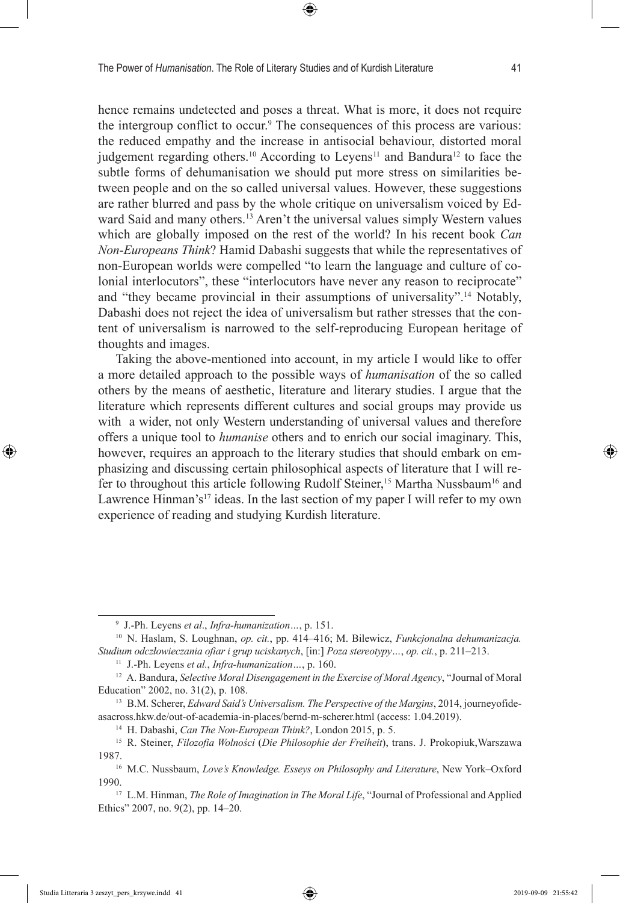hence remains undetected and poses a threat. What is more, it does not require the intergroup conflict to occur.[9] The consequences of this process are various: the reduced empathy and the increase in antisocial behaviour, distorted moral judgement regarding others.[10] According to Leyens[11] and Bandura[12] to face the subtle forms of dehumanisation we should put more stress on similarities between people and on the so called universal values. However, these suggestions are rather blurred and pass by the whole critique on universalism voiced by Edward Said and many others.[13] Aren't the universal values simply Western values which are globally imposed on the rest of the world? In his recent book *Can Non-Europeans Think*? Hamid Dabashi suggests that while the representatives of non-European worlds were compelled "to learn the language and culture of colonial interlocutors", these "interlocutors have never any reason to reciprocate" and "they became provincial in their assumptions of universality".[14] Notably, Dabashi does not reject the idea of universalism but rather stresses that the content of universalism is narrowed to the self-reproducing European heritage of thoughts and images.

Taking the above-mentioned into account, in my article I would like to offer a more detailed approach to the possible ways of *humanisation* of the so called others by the means of aesthetic, literature and literary studies. I argue that the literature which represents different cultures and social groups may provide us with a wider, not only Western understanding of universal values and therefore offers a unique tool to *humanise* others and to enrich our social imaginary. This, however, requires an approach to the literary studies that should embark on emphasizing and discussing certain philosophical aspects of literature that I will refer to throughout this article following Rudolf Steiner,[15] Martha Nussbaum[16] and Lawrence Hinman's[17] ideas. In the last section of my paper I will refer to my own experience of reading and studying Kurdish literature.

---

[9] J.-Ph. Leyens *et al*., *Infra-humanization…*, p. 151.

[10] N. Haslam, S. Loughnan, *op. cit.*, pp. 414–416; M. Bilewicz, *Funkcjonalna dehumanizacja. Studium odczłowieczania ofiar i grup uciskanych*, [in:] *Poza stereotypy…*, *op. cit.*, p. 211–213.

[11] J.-Ph. Leyens *et al.*, *Infra-humanization…*, p. 160.

[12] A. Bandura, *Selective Moral Disengagement in the Exercise of Moral Agency*, "Journal of Moral Education" 2002, no. 31(2), p. 108.

[13] B.M. Scherer, *Edward Said's Universalism. The Perspective of the Margins*, 2014, journeyofideasacross.hkw.de/out-of-academia-in-places/bernd-m-scherer.html (access: 1.04.2019).

[14] H. Dabashi, *Can The Non-European Think?*, London 2015, p. 5.

[15] R. Steiner, *Filozofia Wolności* (*Die Philosophie der Freiheit*), trans. J. Prokopiuk,Warszawa 1987.

[16] M.C. Nussbaum, *Love's Knowledge. Esseys on Philosophy and Literature*, New York–Oxford 1990.

[17] L.M. Hinman, *The Role of Imagination in The Moral Life*, "Journal of Professional and Applied Ethics" 2007, no. 9(2), pp. 14–20.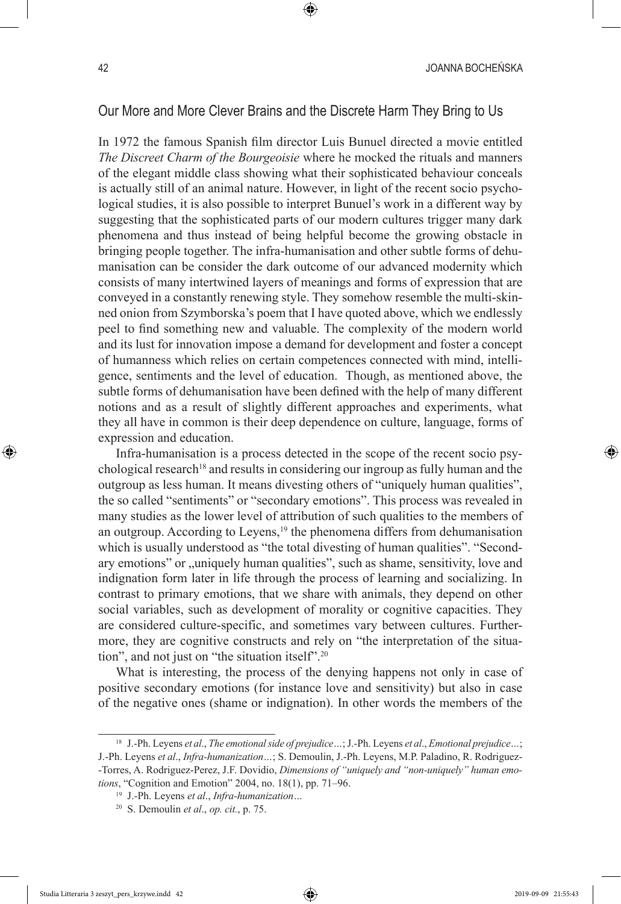## Our More and More Clever Brains and the Discrete Harm They Bring to Us

In 1972 the famous Spanish film director Luis Bunuel directed a movie entitled *The Discreet Charm of the Bourgeoisie* where he mocked the rituals and manners of the elegant middle class showing what their sophisticated behaviour conceals is actually still of an animal nature. However, in light of the recent socio psychological studies, it is also possible to interpret Bunuel's work in a different way by suggesting that the sophisticated parts of our modern cultures trigger many dark phenomena and thus instead of being helpful become the growing obstacle in bringing people together. The infra-humanisation and other subtle forms of dehumanisation can be consider the dark outcome of our advanced modernity which consists of many intertwined layers of meanings and forms of expression that are conveyed in a constantly renewing style. They somehow resemble the multi-skinned onion from Szymborska's poem that I have quoted above, which we endlessly peel to find something new and valuable. The complexity of the modern world and its lust for innovation impose a demand for development and foster a concept of humanness which relies on certain competences connected with mind, intelligence, sentiments and the level of education. Though, as mentioned above, the subtle forms of dehumanisation have been defined with the help of many different notions and as a result of slightly different approaches and experiments, what they all have in common is their deep dependence on culture, language, forms of expression and education.

Infra-humanisation is a process detected in the scope of the recent socio psychological research[18] and results in considering our ingroup as fully human and the outgroup as less human. It means divesting others of "uniquely human qualities", the so called "sentiments" or "secondary emotions". This process was revealed in many studies as the lower level of attribution of such qualities to the members of an outgroup. According to Leyens,[19] the phenomena differs from dehumanisation which is usually understood as "the total divesting of human qualities". "Secondary emotions" or „uniquely human qualities", such as shame, sensitivity, love and indignation form later in life through the process of learning and socializing. In contrast to primary emotions, that we share with animals, they depend on other social variables, such as development of morality or cognitive capacities. They are considered culture-specific, and sometimes vary between cultures. Furthermore, they are cognitive constructs and rely on "the interpretation of the situation", and not just on "the situation itself".[20]

What is interesting, the process of the denying happens not only in case of positive secondary emotions (for instance love and sensitivity) but also in case of the negative ones (shame or indignation). In other words the members of the

---

[18] J.-Ph. Leyens *et al*., *The emotional side of prejudice…*; J.-Ph. Leyens *et al*., *Emotional prejudice…*; J.-Ph. Leyens *et al*., *Infra-humanization…*; S. Demoulin, J.-Ph. Leyens, M.P. Paladino, R. Rodriguez-Torres, A. Rodriguez-Perez, J.F. Dovidio, *Dimensions of "uniquely and "non-uniquely" human emotions*, "Cognition and Emotion" 2004, no. 18(1), pp. 71–96.

[19] J.-Ph. Leyens *et al*., *Infra-humanization…*

[20] S. Demoulin *et al*., *op. cit.*, p. 75.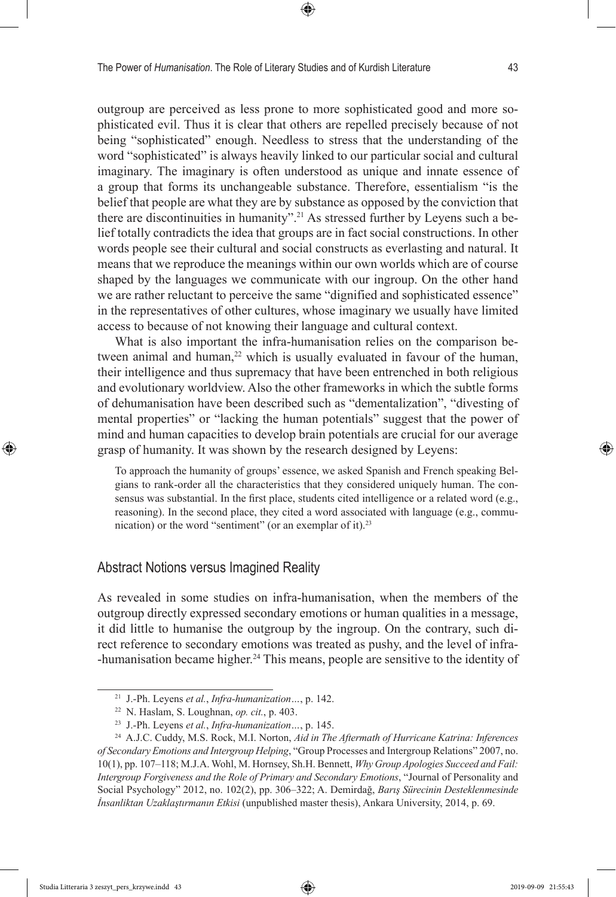outgroup are perceived as less prone to more sophisticated good and more sophisticated evil. Thus it is clear that others are repelled precisely because of not being "sophisticated" enough. Needless to stress that the understanding of the word "sophisticated" is always heavily linked to our particular social and cultural imaginary. The imaginary is often understood as unique and innate essence of a group that forms its unchangeable substance. Therefore, essentialism "is the belief that people are what they are by substance as opposed by the conviction that there are discontinuities in humanity".[21] As stressed further by Leyens such a belief totally contradicts the idea that groups are in fact social constructions. In other words people see their cultural and social constructs as everlasting and natural. It means that we reproduce the meanings within our own worlds which are of course shaped by the languages we communicate with our ingroup. On the other hand we are rather reluctant to perceive the same "dignified and sophisticated essence" in the representatives of other cultures, whose imaginary we usually have limited access to because of not knowing their language and cultural context.

What is also important the infra-humanisation relies on the comparison between animal and human,[22] which is usually evaluated in favour of the human, their intelligence and thus supremacy that have been entrenched in both religious and evolutionary worldview. Also the other frameworks in which the subtle forms of dehumanisation have been described such as "dementalization", "divesting of mental properties" or "lacking the human potentials" suggest that the power of mind and human capacities to develop brain potentials are crucial for our average grasp of humanity. It was shown by the research designed by Leyens:

> To approach the humanity of groups' essence, we asked Spanish and French speaking Belgians to rank-order all the characteristics that they considered uniquely human. The consensus was substantial. In the first place, students cited intelligence or a related word (e.g., reasoning). In the second place, they cited a word associated with language (e.g., communication) or the word "sentiment" (or an exemplar of it).[23]

## Abstract Notions versus Imagined Reality

As revealed in some studies on infra-humanisation, when the members of the outgroup directly expressed secondary emotions or human qualities in a message, it did little to humanise the outgroup by the ingroup. On the contrary, such direct reference to secondary emotions was treated as pushy, and the level of infra-humanisation became higher.[24] This means, people are sensitive to the identity of

---

[21] J.-Ph. Leyens *et al.*, *Infra-humanization*…, p. 142.

[22] N. Haslam, S. Loughnan, *op. cit.*, p. 403.

[23] J.-Ph. Leyens *et al.*, *Infra-humanization*…, p. 145.

[24] A.J.C. Cuddy, M.S. Rock, M.I. Norton, *Aid in The Aftermath of Hurricane Katrina: Inferences of Secondary Emotions and Intergroup Helping*, "Group Processes and Intergroup Relations" 2007, no. 10(1), pp. 107–118; M.J.A. Wohl, M. Hornsey, Sh.H. Bennett, *Why Group Apologies Succeed and Fail: Intergroup Forgiveness and the Role of Primary and Secondary Emotions*, "Journal of Personality and Social Psychology" 2012, no. 102(2), pp. 306–322; A. Demirdağ, *Barış Sürecinin Desteklenmesinde İnsanliktan Uzaklaştırmanın Etkisi* (unpublished master thesis), Ankara University, 2014, p. 69.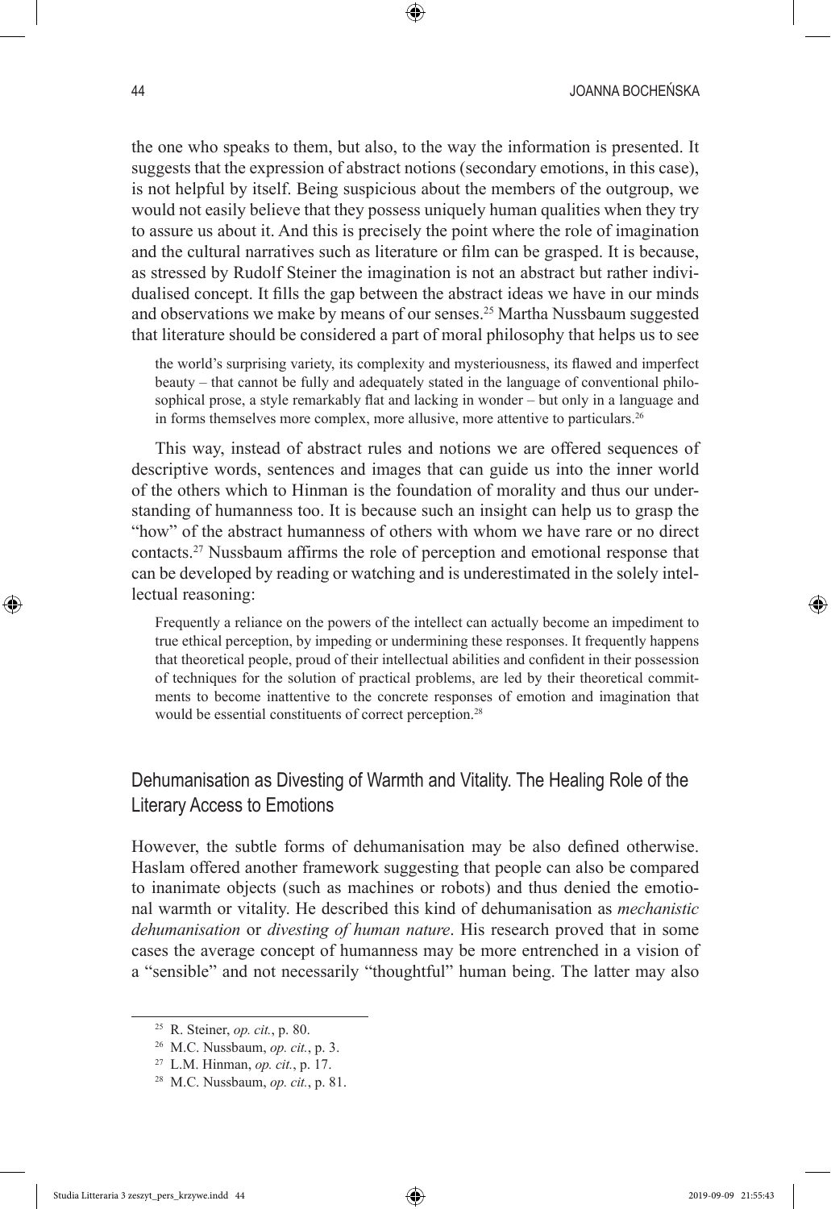the one who speaks to them, but also, to the way the information is presented. It suggests that the expression of abstract notions (secondary emotions, in this case), is not helpful by itself. Being suspicious about the members of the outgroup, we would not easily believe that they possess uniquely human qualities when they try to assure us about it. And this is precisely the point where the role of imagination and the cultural narratives such as literature or film can be grasped. It is because, as stressed by Rudolf Steiner the imagination is not an abstract but rather individualised concept. It fills the gap between the abstract ideas we have in our minds and observations we make by means of our senses.[25] Martha Nussbaum suggested that literature should be considered a part of moral philosophy that helps us to see

> the world's surprising variety, its complexity and mysteriousness, its flawed and imperfect beauty – that cannot be fully and adequately stated in the language of conventional philosophical prose, a style remarkably flat and lacking in wonder – but only in a language and in forms themselves more complex, more allusive, more attentive to particulars.[26]

This way, instead of abstract rules and notions we are offered sequences of descriptive words, sentences and images that can guide us into the inner world of the others which to Hinman is the foundation of morality and thus our understanding of humanness too. It is because such an insight can help us to grasp the "how" of the abstract humanness of others with whom we have rare or no direct contacts.[27] Nussbaum affirms the role of perception and emotional response that can be developed by reading or watching and is underestimated in the solely intellectual reasoning:

> Frequently a reliance on the powers of the intellect can actually become an impediment to true ethical perception, by impeding or undermining these responses. It frequently happens that theoretical people, proud of their intellectual abilities and confident in their possession of techniques for the solution of practical problems, are led by their theoretical commitments to become inattentive to the concrete responses of emotion and imagination that would be essential constituents of correct perception.[28]

## Dehumanisation as Divesting of Warmth and Vitality. The Healing Role of the Literary Access to Emotions

However, the subtle forms of dehumanisation may be also defined otherwise. Haslam offered another framework suggesting that people can also be compared to inanimate objects (such as machines or robots) and thus denied the emotional warmth or vitality. He described this kind of dehumanisation as *mechanistic dehumanisation* or *divesting of human nature*. His research proved that in some cases the average concept of humanness may be more entrenched in a vision of a "sensible" and not necessarily "thoughtful" human being. The latter may also

---

[25] R. Steiner, *op. cit.*, p. 80.

[26] M.C. Nussbaum, *op. cit.*, p. 3.

[27] L.M. Hinman, *op. cit.*, p. 17.

[28] M.C. Nussbaum, *op. cit.*, p. 81.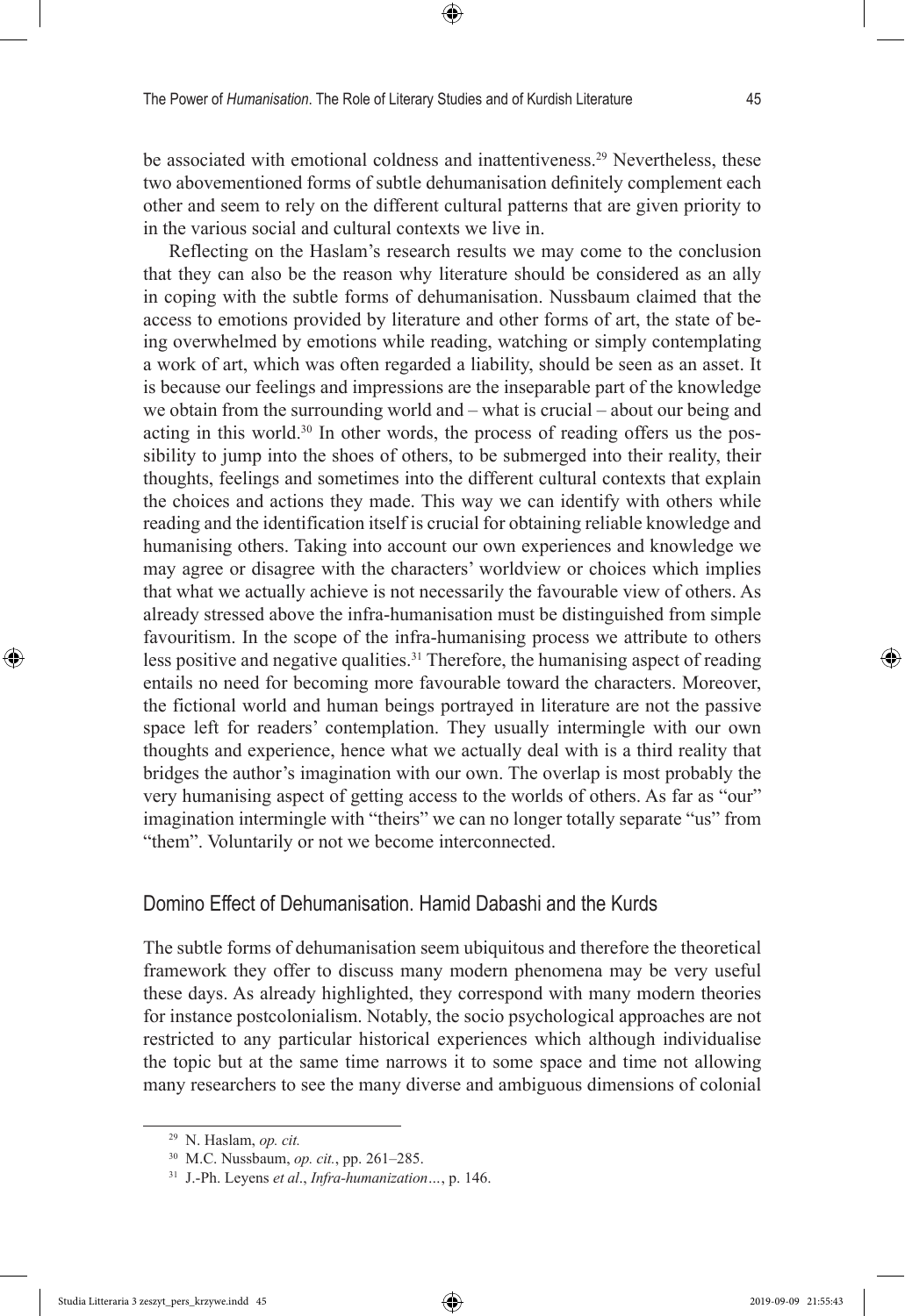be associated with emotional coldness and inattentiveness.[29] Nevertheless, these two abovementioned forms of subtle dehumanisation definitely complement each other and seem to rely on the different cultural patterns that are given priority to in the various social and cultural contexts we live in.

Reflecting on the Haslam's research results we may come to the conclusion that they can also be the reason why literature should be considered as an ally in coping with the subtle forms of dehumanisation. Nussbaum claimed that the access to emotions provided by literature and other forms of art, the state of being overwhelmed by emotions while reading, watching or simply contemplating a work of art, which was often regarded a liability, should be seen as an asset. It is because our feelings and impressions are the inseparable part of the knowledge we obtain from the surrounding world and – what is crucial – about our being and acting in this world.[30] In other words, the process of reading offers us the possibility to jump into the shoes of others, to be submerged into their reality, their thoughts, feelings and sometimes into the different cultural contexts that explain the choices and actions they made. This way we can identify with others while reading and the identification itself is crucial for obtaining reliable knowledge and humanising others. Taking into account our own experiences and knowledge we may agree or disagree with the characters' worldview or choices which implies that what we actually achieve is not necessarily the favourable view of others. As already stressed above the infra-humanisation must be distinguished from simple favouritism. In the scope of the infra-humanising process we attribute to others less positive and negative qualities.[31] Therefore, the humanising aspect of reading entails no need for becoming more favourable toward the characters. Moreover, the fictional world and human beings portrayed in literature are not the passive space left for readers' contemplation. They usually intermingle with our own thoughts and experience, hence what we actually deal with is a third reality that bridges the author's imagination with our own. The overlap is most probably the very humanising aspect of getting access to the worlds of others. As far as "our" imagination intermingle with "theirs" we can no longer totally separate "us" from "them". Voluntarily or not we become interconnected.

## Domino Effect of Dehumanisation. Hamid Dabashi and the Kurds

The subtle forms of dehumanisation seem ubiquitous and therefore the theoretical framework they offer to discuss many modern phenomena may be very useful these days. As already highlighted, they correspond with many modern theories for instance postcolonialism. Notably, the socio psychological approaches are not restricted to any particular historical experiences which although individualise the topic but at the same time narrows it to some space and time not allowing many researchers to see the many diverse and ambiguous dimensions of colonial

---

[29] N. Haslam, *op. cit.*

[30] M.C. Nussbaum, *op. cit.*, pp. 261–285.

[31] J.-Ph. Leyens *et al*., *Infra-humanization…*, p. 146.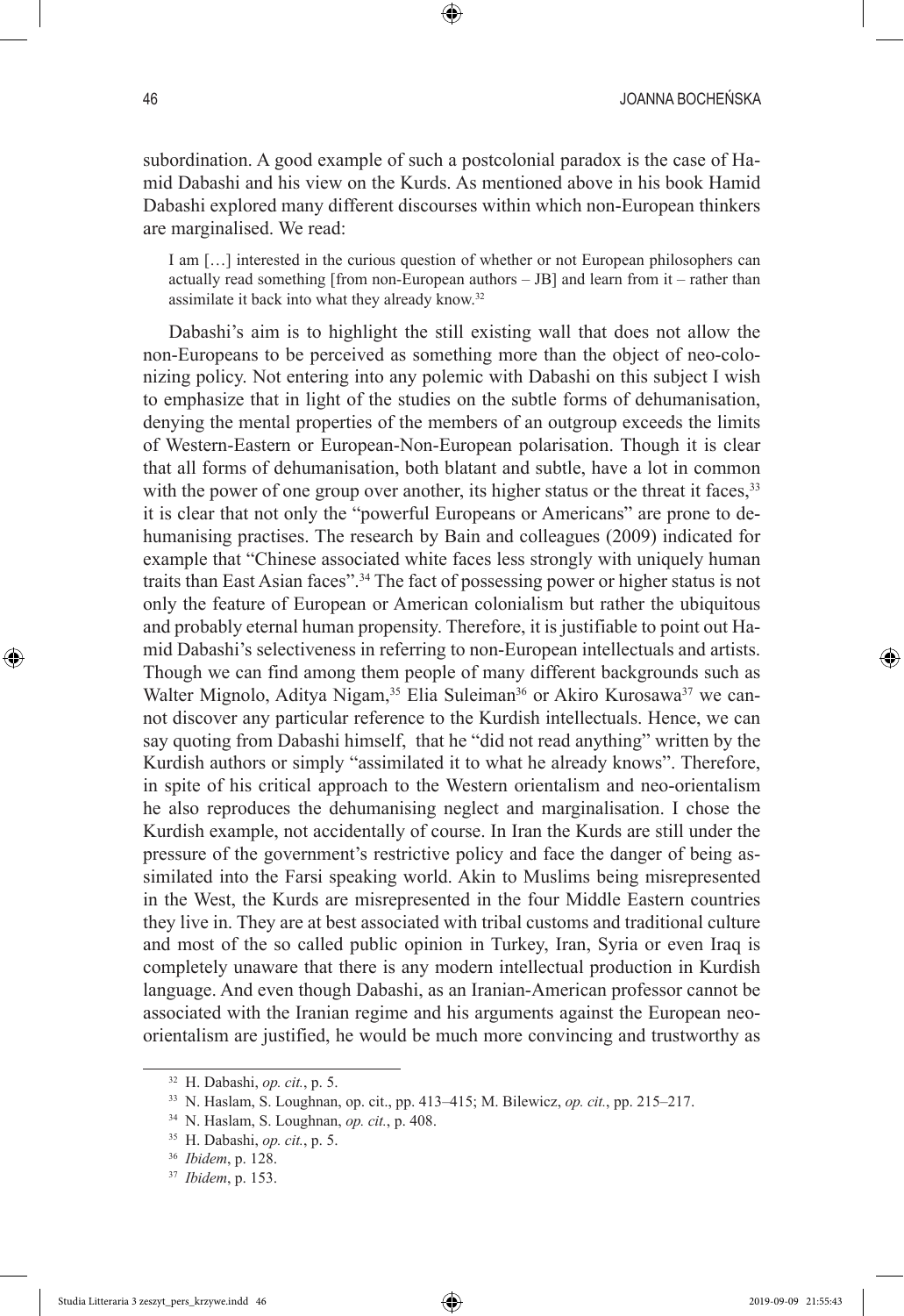subordination. A good example of such a postcolonial paradox is the case of Hamid Dabashi and his view on the Kurds. As mentioned above in his book Hamid Dabashi explored many different discourses within which non-European thinkers are marginalised. We read:

> I am […] interested in the curious question of whether or not European philosophers can actually read something [from non-European authors – JB] and learn from it – rather than assimilate it back into what they already know.[32]

Dabashi's aim is to highlight the still existing wall that does not allow the non-Europeans to be perceived as something more than the object of neo-colonizing policy. Not entering into any polemic with Dabashi on this subject I wish to emphasize that in light of the studies on the subtle forms of dehumanisation, denying the mental properties of the members of an outgroup exceeds the limits of Western-Eastern or European-Non-European polarisation. Though it is clear that all forms of dehumanisation, both blatant and subtle, have a lot in common with the power of one group over another, its higher status or the threat it faces,[33] it is clear that not only the "powerful Europeans or Americans" are prone to dehumanising practises. The research by Bain and colleagues (2009) indicated for example that "Chinese associated white faces less strongly with uniquely human traits than East Asian faces".[34] The fact of possessing power or higher status is not only the feature of European or American colonialism but rather the ubiquitous and probably eternal human propensity. Therefore, it is justifiable to point out Hamid Dabashi's selectiveness in referring to non-European intellectuals and artists. Though we can find among them people of many different backgrounds such as Walter Mignolo, Aditya Nigam,[35] Elia Suleiman[36] or Akiro Kurosawa[37] we cannot discover any particular reference to the Kurdish intellectuals. Hence, we can say quoting from Dabashi himself, that he "did not read anything" written by the Kurdish authors or simply "assimilated it to what he already knows". Therefore, in spite of his critical approach to the Western orientalism and neo-orientalism he also reproduces the dehumanising neglect and marginalisation. I chose the Kurdish example, not accidentally of course. In Iran the Kurds are still under the pressure of the government's restrictive policy and face the danger of being assimilated into the Farsi speaking world. Akin to Muslims being misrepresented in the West, the Kurds are misrepresented in the four Middle Eastern countries they live in. They are at best associated with tribal customs and traditional culture and most of the so called public opinion in Turkey, Iran, Syria or even Iraq is completely unaware that there is any modern intellectual production in Kurdish language. And even though Dabashi, as an Iranian-American professor cannot be associated with the Iranian regime and his arguments against the European neo-orientalism are justified, he would be much more convincing and trustworthy as

---

[32] H. Dabashi, *op. cit.*, p. 5.

[33] N. Haslam, S. Loughnan, op. cit., pp. 413–415; M. Bilewicz, *op. cit.*, pp. 215–217.

[34] N. Haslam, S. Loughnan, *op. cit.*, p. 408.

[35] H. Dabashi, *op. cit.*, p. 5.

[36] *Ibidem*, p. 128.

[37] *Ibidem*, p. 153.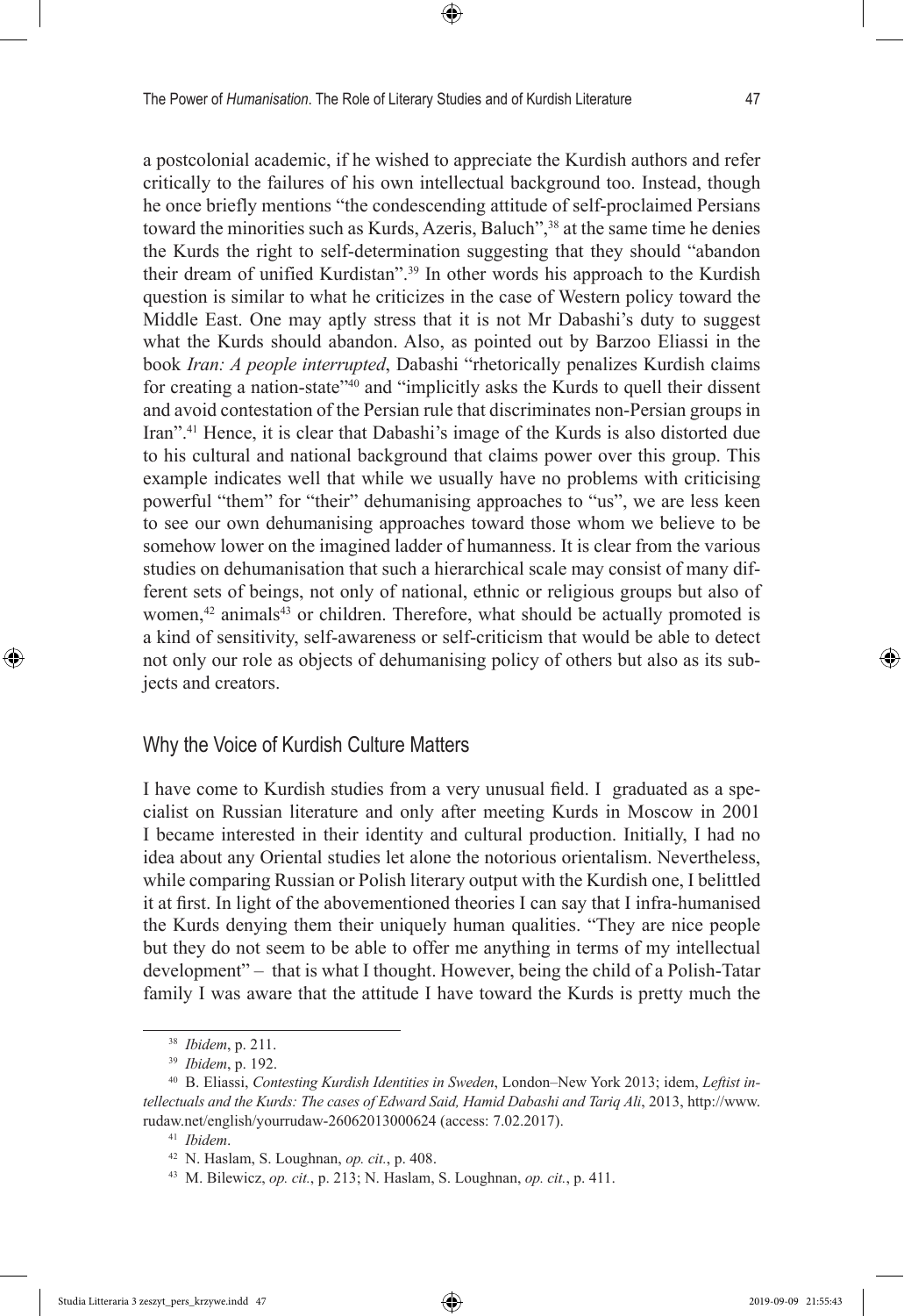a postcolonial academic, if he wished to appreciate the Kurdish authors and refer critically to the failures of his own intellectual background too. Instead, though he once briefly mentions "the condescending attitude of self-proclaimed Persians toward the minorities such as Kurds, Azeris, Baluch",[38] at the same time he denies the Kurds the right to self-determination suggesting that they should "abandon their dream of unified Kurdistan".[39] In other words his approach to the Kurdish question is similar to what he criticizes in the case of Western policy toward the Middle East. One may aptly stress that it is not Mr Dabashi's duty to suggest what the Kurds should abandon. Also, as pointed out by Barzoo Eliassi in the book *Iran: A people interrupted*, Dabashi "rhetorically penalizes Kurdish claims for creating a nation-state"[40] and "implicitly asks the Kurds to quell their dissent and avoid contestation of the Persian rule that discriminates non-Persian groups in Iran".[41] Hence, it is clear that Dabashi's image of the Kurds is also distorted due to his cultural and national background that claims power over this group. This example indicates well that while we usually have no problems with criticising powerful "them" for "their" dehumanising approaches to "us", we are less keen to see our own dehumanising approaches toward those whom we believe to be somehow lower on the imagined ladder of humanness. It is clear from the various studies on dehumanisation that such a hierarchical scale may consist of many different sets of beings, not only of national, ethnic or religious groups but also of women,[42] animals[43] or children. Therefore, what should be actually promoted is a kind of sensitivity, self-awareness or self-criticism that would be able to detect not only our role as objects of dehumanising policy of others but also as its subjects and creators.

## Why the Voice of Kurdish Culture Matters

I have come to Kurdish studies from a very unusual field. I graduated as a specialist on Russian literature and only after meeting Kurds in Moscow in 2001 I became interested in their identity and cultural production. Initially, I had no idea about any Oriental studies let alone the notorious orientalism. Nevertheless, while comparing Russian or Polish literary output with the Kurdish one, I belittled it at first. In light of the abovementioned theories I can say that I infra-humanised the Kurds denying them their uniquely human qualities. "They are nice people but they do not seem to be able to offer me anything in terms of my intellectual development" – that is what I thought. However, being the child of a Polish-Tatar family I was aware that the attitude I have toward the Kurds is pretty much the

---

[38] *Ibidem*, p. 211.

[39] *Ibidem*, p. 192.

[40] B. Eliassi, *Contesting Kurdish Identities in Sweden*, London–New York 2013; idem, *Leftist intellectuals and the Kurds: The cases of Edward Said, Hamid Dabashi and Tariq Ali*, 2013, http://www.rudaw.net/english/yourrudaw-26062013000624 (access: 7.02.2017).

[41] *Ibidem*.

[42] N. Haslam, S. Loughnan, *op. cit.*, p. 408.

[43] M. Bilewicz, *op. cit.*, p. 213; N. Haslam, S. Loughnan, *op. cit.*, p. 411.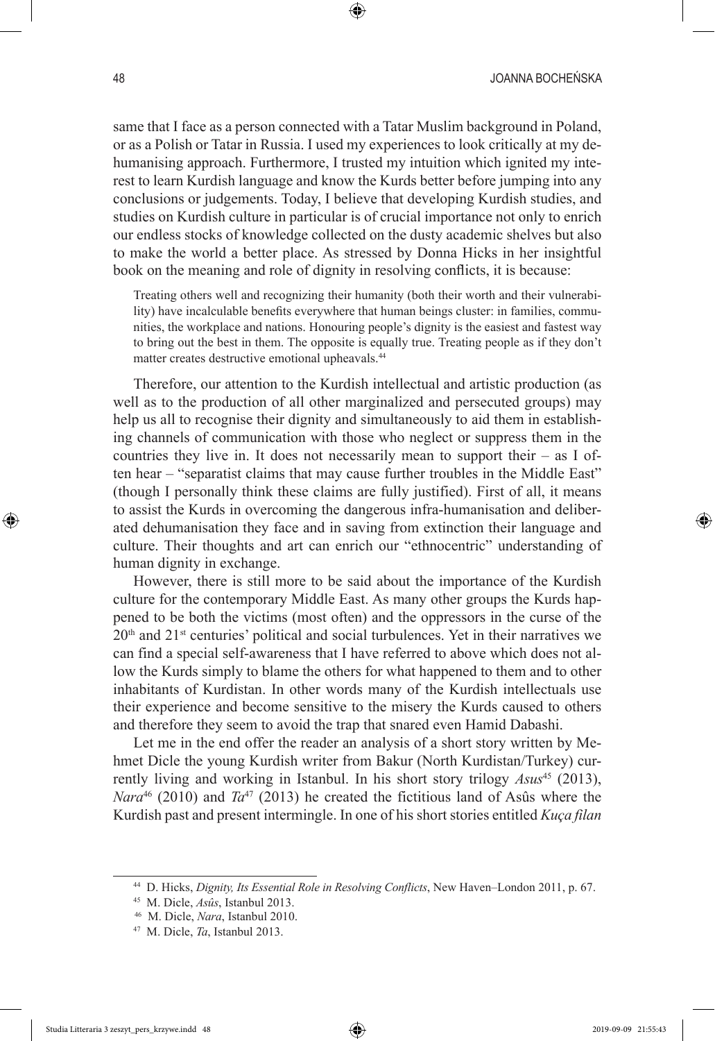same that I face as a person connected with a Tatar Muslim background in Poland, or as a Polish or Tatar in Russia. I used my experiences to look critically at my dehumanising approach. Furthermore, I trusted my intuition which ignited my interest to learn Kurdish language and know the Kurds better before jumping into any conclusions or judgements. Today, I believe that developing Kurdish studies, and studies on Kurdish culture in particular is of crucial importance not only to enrich our endless stocks of knowledge collected on the dusty academic shelves but also to make the world a better place. As stressed by Donna Hicks in her insightful book on the meaning and role of dignity in resolving conflicts, it is because:

> Treating others well and recognizing their humanity (both their worth and their vulnerability) have incalculable benefits everywhere that human beings cluster: in families, communities, the workplace and nations. Honouring people's dignity is the easiest and fastest way to bring out the best in them. The opposite is equally true. Treating people as if they don't matter creates destructive emotional upheavals.[44]

Therefore, our attention to the Kurdish intellectual and artistic production (as well as to the production of all other marginalized and persecuted groups) may help us all to recognise their dignity and simultaneously to aid them in establishing channels of communication with those who neglect or suppress them in the countries they live in. It does not necessarily mean to support their – as I often hear – "separatist claims that may cause further troubles in the Middle East" (though I personally think these claims are fully justified). First of all, it means to assist the Kurds in overcoming the dangerous infra-humanisation and deliberated dehumanisation they face and in saving from extinction their language and culture. Their thoughts and art can enrich our "ethnocentric" understanding of human dignity in exchange.

However, there is still more to be said about the importance of the Kurdish culture for the contemporary Middle East. As many other groups the Kurds happened to be both the victims (most often) and the oppressors in the curse of the 20th and 21st centuries' political and social turbulences. Yet in their narratives we can find a special self-awareness that I have referred to above which does not allow the Kurds simply to blame the others for what happened to them and to other inhabitants of Kurdistan. In other words many of the Kurdish intellectuals use their experience and become sensitive to the misery the Kurds caused to others and therefore they seem to avoid the trap that snared even Hamid Dabashi.

Let me in the end offer the reader an analysis of a short story written by Mehmet Dicle the young Kurdish writer from Bakur (North Kurdistan/Turkey) currently living and working in Istanbul. In his short story trilogy *Asus*[45] (2013), *Nara*[46] (2010) and *Ta*[47] (2013) he created the fictitious land of Asûs where the Kurdish past and present intermingle. In one of his short stories entitled *Kuça filan*

---

[44] D. Hicks, *Dignity, Its Essential Role in Resolving Conflicts*, New Haven–London 2011, p. 67.

[45] M. Dicle, *Asûs*, Istanbul 2013.

[46] M. Dicle, *Nara*, Istanbul 2010.

[47] M. Dicle, *Ta*, Istanbul 2013.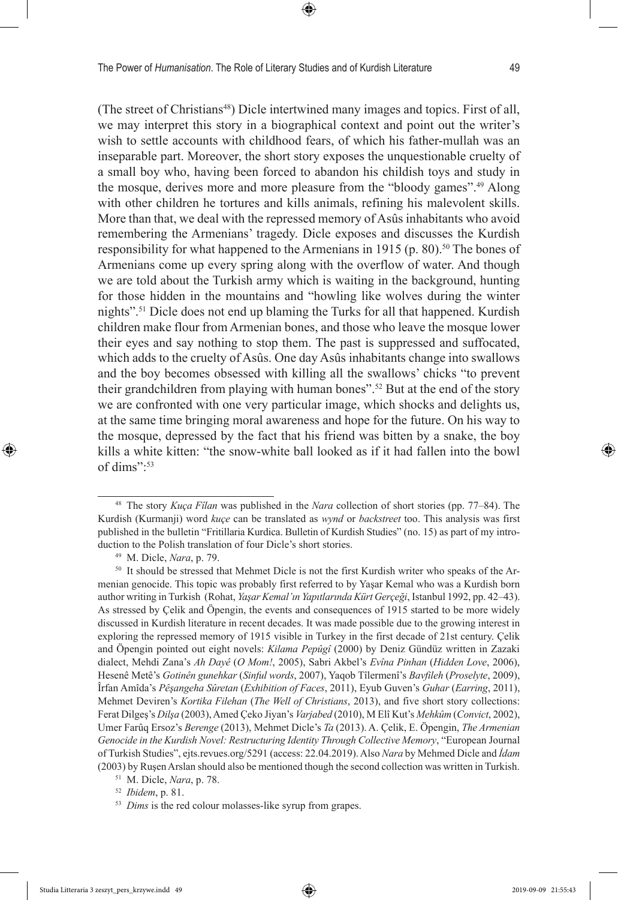(The street of Christians[48]) Dicle intertwined many images and topics. First of all, we may interpret this story in a biographical context and point out the writer's wish to settle accounts with childhood fears, of which his father-mullah was an inseparable part. Moreover, the short story exposes the unquestionable cruelty of a small boy who, having been forced to abandon his childish toys and study in the mosque, derives more and more pleasure from the "bloody games".[49] Along with other children he tortures and kills animals, refining his malevolent skills. More than that, we deal with the repressed memory of Asûs inhabitants who avoid remembering the Armenians' tragedy. Dicle exposes and discusses the Kurdish responsibility for what happened to the Armenians in 1915 (p. 80).[50] The bones of Armenians come up every spring along with the overflow of water. And though we are told about the Turkish army which is waiting in the background, hunting for those hidden in the mountains and "howling like wolves during the winter nights".[51] Dicle does not end up blaming the Turks for all that happened. Kurdish children make flour from Armenian bones, and those who leave the mosque lower their eyes and say nothing to stop them. The past is suppressed and suffocated, which adds to the cruelty of Asûs. One day Asûs inhabitants change into swallows and the boy becomes obsessed with killing all the swallows' chicks "to prevent their grandchildren from playing with human bones".[52] But at the end of the story we are confronted with one very particular image, which shocks and delights us, at the same time bringing moral awareness and hope for the future. On his way to the mosque, depressed by the fact that his friend was bitten by a snake, the boy kills a white kitten: "the snow-white ball looked as if it had fallen into the bowl of dims":[53]

---

[48] The story *Kuça Fîlan* was published in the *Nara* collection of short stories (pp. 77–84). The Kurdish (Kurmanji) word *kuçe* can be translated as *wynd* or *backstreet* too. This analysis was first published in the bulletin "Fritillaria Kurdica. Bulletin of Kurdish Studies" (no. 15) as part of my introduction to the Polish translation of four Dicle's short stories.

[49] M. Dicle, *Nara*, p. 79.

[50] It should be stressed that Mehmet Dicle is not the first Kurdish writer who speaks of the Armenian genocide. This topic was probably first referred to by Yaşar Kemal who was a Kurdish born author writing in Turkish (Rohat, *Yaşar Kemal'ın Yapıtlarında Kürt Gerçeği*, Istanbul 1992, pp. 42–43). As stressed by Çelik and Öpengin, the events and consequences of 1915 started to be more widely discussed in Kurdish literature in recent decades. It was made possible due to the growing interest in exploring the repressed memory of 1915 visible in Turkey in the first decade of 21st century. Çelik and Öpengin pointed out eight novels: *Kilama Pepûgî* (2000) by Deniz Gündüz written in Zazaki dialect, Mehdi Zana's *Ah Dayê* (*O Mom!*, 2005), Sabri Akbel's *Evîna Pinhan* (*Hidden Love*, 2006), Hesenê Metê's *Gotinên gunehkar* (*Sinful words*, 2007), Yaqob Tîlermenî's *Bavfîleh* (*Proselyte*, 2009), Îrfan Amîda's *Pêşangeha Sûretan* (*Exhibition of Faces*, 2011), Eyub Guven's *Guhar* (*Earring*, 2011), Mehmet Deviren's *Kortika Filehan* (*The Well of Christians*, 2013), and five short story collections: Ferat Dilgeş's *Dilşa* (2003), Amed Çeko Jiyan's *Varjabed* (2010), M Elî Kut's *Mehkûm* (*Convict*, 2002), Umer Farûq Ersoz's *Berenge* (2013), Mehmet Dicle's *Ta* (2013). A. Çelik, E. Öpengin, *The Armenian Genocide in the Kurdish Novel: Restructuring Identity Through Collective Memory*, "European Journal of Turkish Studies", ejts.revues.org/5291 (access: 22.04.2019). Also *Nara* by Mehmed Dicle and *İdam* (2003) by Ruşen Arslan should also be mentioned though the second collection was written in Turkish.

[51] M. Dicle, *Nara*, p. 78.

[52] *Ibidem*, p. 81.

[53] *Dims* is the red colour molasses-like syrup from grapes.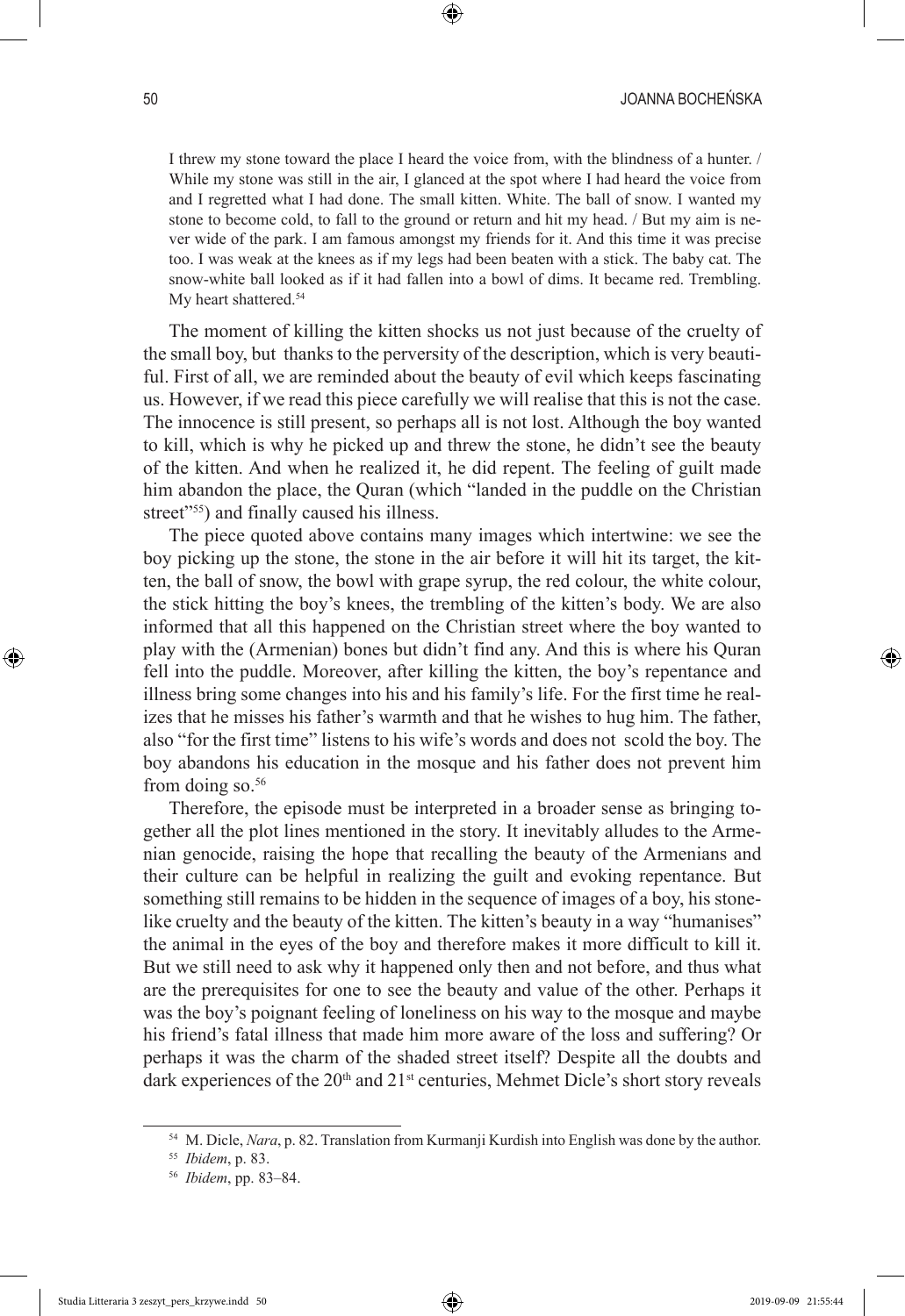> I threw my stone toward the place I heard the voice from, with the blindness of a hunter. / While my stone was still in the air, I glanced at the spot where I had heard the voice from and I regretted what I had done. The small kitten. White. The ball of snow. I wanted my stone to become cold, to fall to the ground or return and hit my head. / But my aim is never wide of the park. I am famous amongst my friends for it. And this time it was precise too. I was weak at the knees as if my legs had been beaten with a stick. The baby cat. The snow-white ball looked as if it had fallen into a bowl of dims. It became red. Trembling. My heart shattered.[54]

The moment of killing the kitten shocks us not just because of the cruelty of the small boy, but thanks to the perversity of the description, which is very beautiful. First of all, we are reminded about the beauty of evil which keeps fascinating us. However, if we read this piece carefully we will realise that this is not the case. The innocence is still present, so perhaps all is not lost. Although the boy wanted to kill, which is why he picked up and threw the stone, he didn't see the beauty of the kitten. And when he realized it, he did repent. The feeling of guilt made him abandon the place, the Quran (which "landed in the puddle on the Christian street"[55]) and finally caused his illness.

The piece quoted above contains many images which intertwine: we see the boy picking up the stone, the stone in the air before it will hit its target, the kitten, the ball of snow, the bowl with grape syrup, the red colour, the white colour, the stick hitting the boy's knees, the trembling of the kitten's body. We are also informed that all this happened on the Christian street where the boy wanted to play with the (Armenian) bones but didn't find any. And this is where his Quran fell into the puddle. Moreover, after killing the kitten, the boy's repentance and illness bring some changes into his and his family's life. For the first time he realizes that he misses his father's warmth and that he wishes to hug him. The father, also "for the first time" listens to his wife's words and does not scold the boy. The boy abandons his education in the mosque and his father does not prevent him from doing so.[56]

Therefore, the episode must be interpreted in a broader sense as bringing together all the plot lines mentioned in the story. It inevitably alludes to the Armenian genocide, raising the hope that recalling the beauty of the Armenians and their culture can be helpful in realizing the guilt and evoking repentance. But something still remains to be hidden in the sequence of images of a boy, his stone-like cruelty and the beauty of the kitten. The kitten's beauty in a way "humanises" the animal in the eyes of the boy and therefore makes it more difficult to kill it. But we still need to ask why it happened only then and not before, and thus what are the prerequisites for one to see the beauty and value of the other. Perhaps it was the boy's poignant feeling of loneliness on his way to the mosque and maybe his friend's fatal illness that made him more aware of the loss and suffering? Or perhaps it was the charm of the shaded street itself? Despite all the doubts and dark experiences of the 20th and 21st centuries, Mehmet Dicle's short story reveals

---

[54] M. Dicle, *Nara*, p. 82. Translation from Kurmanji Kurdish into English was done by the author.

[55] *Ibidem*, p. 83.

[56] *Ibidem*, pp. 83–84.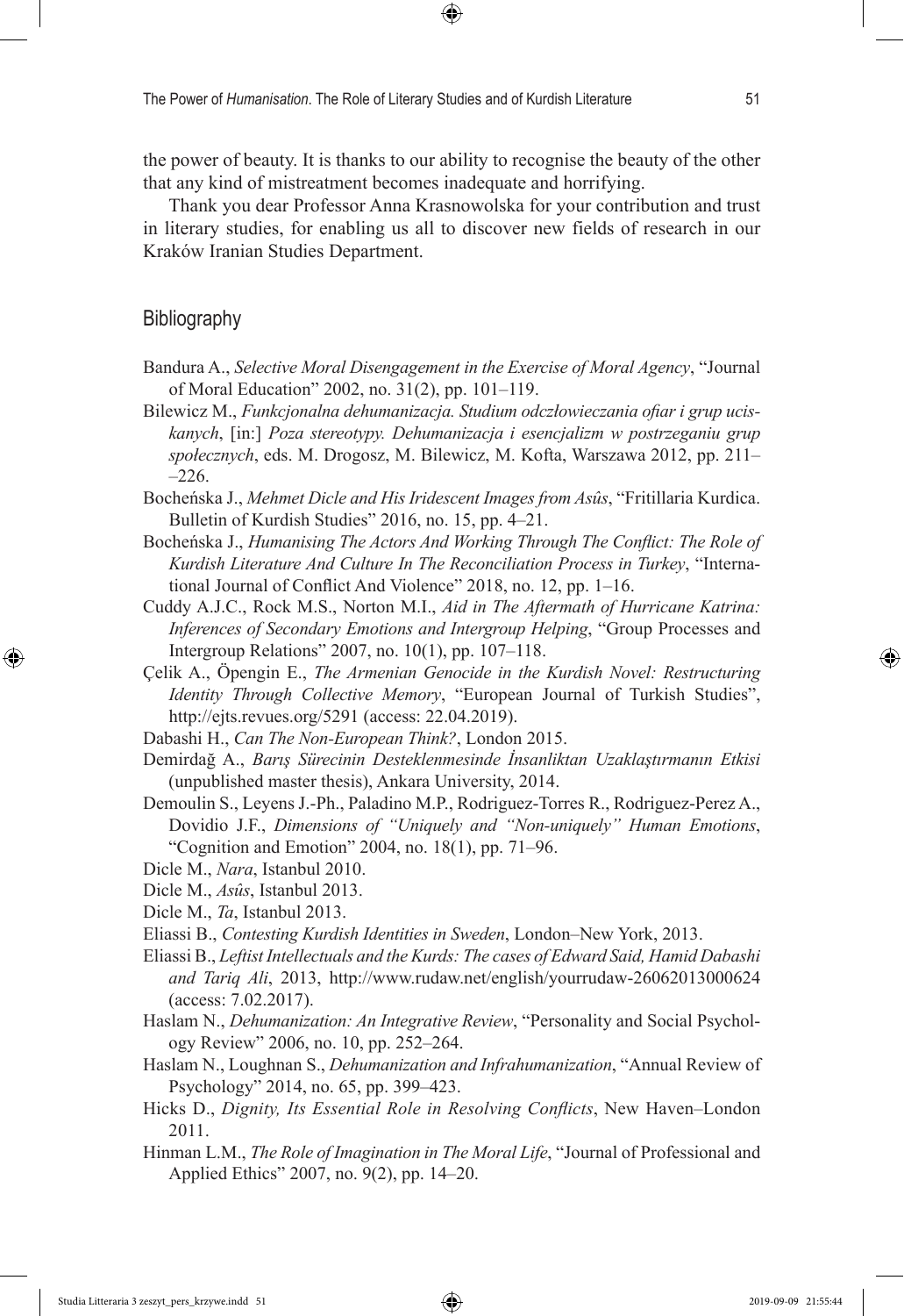the power of beauty. It is thanks to our ability to recognise the beauty of the other that any kind of mistreatment becomes inadequate and horrifying.

Thank you dear Professor Anna Krasnowolska for your contribution and trust in literary studies, for enabling us all to discover new fields of research in our Kraków Iranian Studies Department.

## Bibliography

Bandura A., *Selective Moral Disengagement in the Exercise of Moral Agency*, "Journal of Moral Education" 2002, no. 31(2), pp. 101–119.

Bilewicz M., *Funkcjonalna dehumanizacja. Studium odczłowieczania ofiar i grup uciskanych*, [in:] *Poza stereotypy. Dehumanizacja i esencjalizm w postrzeganiu grup społecznych*, eds. M. Drogosz, M. Bilewicz, M. Kofta, Warszawa 2012, pp. 211–226.

Bocheńska J., *Mehmet Dicle and His Iridescent Images from Asûs*, "Fritillaria Kurdica. Bulletin of Kurdish Studies" 2016, no. 15, pp. 4–21.

Bocheńska J., *Humanising The Actors And Working Through The Conflict: The Role of Kurdish Literature And Culture In The Reconciliation Process in Turkey*, "International Journal of Conflict And Violence" 2018, no. 12, pp. 1–16.

Cuddy A.J.C., Rock M.S., Norton M.I., *Aid in The Aftermath of Hurricane Katrina: Inferences of Secondary Emotions and Intergroup Helping*, "Group Processes and Intergroup Relations" 2007, no. 10(1), pp. 107–118.

Çelik A., Öpengin E., *The Armenian Genocide in the Kurdish Novel: Restructuring Identity Through Collective Memory*, "European Journal of Turkish Studies", http://ejts.revues.org/5291 (access: 22.04.2019).

Dabashi H., *Can The Non-European Think?*, London 2015.

Demirdağ A., *Barış Sürecinin Desteklenmesinde İnsanliktan Uzaklaştırmanın Etkisi* (unpublished master thesis), Ankara University, 2014.

Demoulin S., Leyens J.-Ph., Paladino M.P., Rodriguez-Torres R., Rodriguez-Perez A., Dovidio J.F., *Dimensions of "Uniquely and "Non-uniquely" Human Emotions*, "Cognition and Emotion" 2004, no. 18(1), pp. 71–96.

Dicle M., *Nara*, Istanbul 2010.

Dicle M., *Asûs*, Istanbul 2013.

Dicle M., *Ta*, Istanbul 2013.

Eliassi B., *Contesting Kurdish Identities in Sweden*, London–New York, 2013.

Eliassi B., *Leftist Intellectuals and the Kurds: The cases of Edward Said, Hamid Dabashi and Tariq Ali*, 2013, http://www.rudaw.net/english/yourrudaw-26062013000624 (access: 7.02.2017).

Haslam N., *Dehumanization: An Integrative Review*, "Personality and Social Psychology Review" 2006, no. 10, pp. 252–264.

Haslam N., Loughnan S., *Dehumanization and Infrahumanization*, "Annual Review of Psychology" 2014, no. 65, pp. 399–423.

Hicks D., *Dignity, Its Essential Role in Resolving Conflicts*, New Haven–London 2011.

Hinman L.M., *The Role of Imagination in The Moral Life*, "Journal of Professional and Applied Ethics" 2007, no. 9(2), pp. 14–20.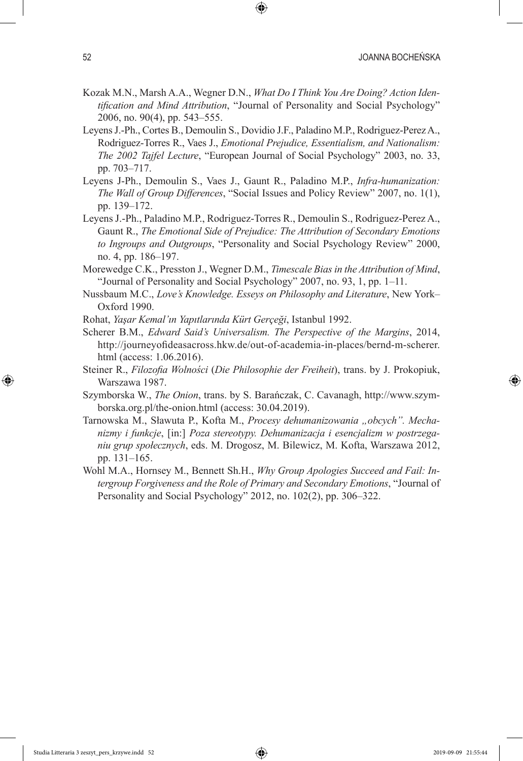Kozak M.N., Marsh A.A., Wegner D.N., *What Do I Think You Are Doing? Action Identification and Mind Attribution*, "Journal of Personality and Social Psychology" 2006, no. 90(4), pp. 543–555.

Leyens J.-Ph., Cortes B., Demoulin S., Dovidio J.F., Paladino M.P., Rodriguez-Perez A., Rodriguez-Torres R., Vaes J., *Emotional Prejudice, Essentialism, and Nationalism: The 2002 Tajfel Lecture*, "European Journal of Social Psychology" 2003, no. 33, pp. 703–717.

Leyens J-Ph., Demoulin S., Vaes J., Gaunt R., Paladino M.P., *Infra-humanization: The Wall of Group Differences*, "Social Issues and Policy Review" 2007, no. 1(1), pp. 139–172.

Leyens J.-Ph., Paladino M.P., Rodriguez-Torres R., Demoulin S., Rodriguez-Perez A., Gaunt R., *The Emotional Side of Prejudice: The Attribution of Secondary Emotions to Ingroups and Outgroups*, "Personality and Social Psychology Review" 2000, no. 4, pp. 186–197.

Morewedge C.K., Presston J., Wegner D.M., *Timescale Bias in the Attribution of Mind*, "Journal of Personality and Social Psychology" 2007, no. 93, 1, pp. 1–11.

Nussbaum M.C., *Love's Knowledge. Esseys on Philosophy and Literature*, New York–Oxford 1990.

Rohat, *Yaşar Kemal'ın Yapıtlarında Kürt Gerçeği*, Istanbul 1992.

Scherer B.M., *Edward Said's Universalism. The Perspective of the Margins*, 2014, http://journeyofideasacross.hkw.de/out-of-academia-in-places/bernd-m-scherer.html (access: 1.06.2016).

Steiner R., *Filozofia Wolności* (*Die Philosophie der Freiheit*), trans. by J. Prokopiuk, Warszawa 1987.

Szymborska W., *The Onion*, trans. by S. Barańczak, C. Cavanagh, http://www.szymborska.org.pl/the-onion.html (access: 30.04.2019).

Tarnowska M., Sławuta P., Kofta M., *Procesy dehumanizowania „obcych". Mechanizmy i funkcje*, [in:] *Poza stereotypy. Dehumanizacja i esencjalizm w postrzeganiu grup społecznych*, eds. M. Drogosz, M. Bilewicz, M. Kofta, Warszawa 2012, pp. 131–165.

Wohl M.A., Hornsey M., Bennett Sh.H., *Why Group Apologies Succeed and Fail: Intergroup Forgiveness and the Role of Primary and Secondary Emotions*, "Journal of Personality and Social Psychology" 2012, no. 102(2), pp. 306–322.